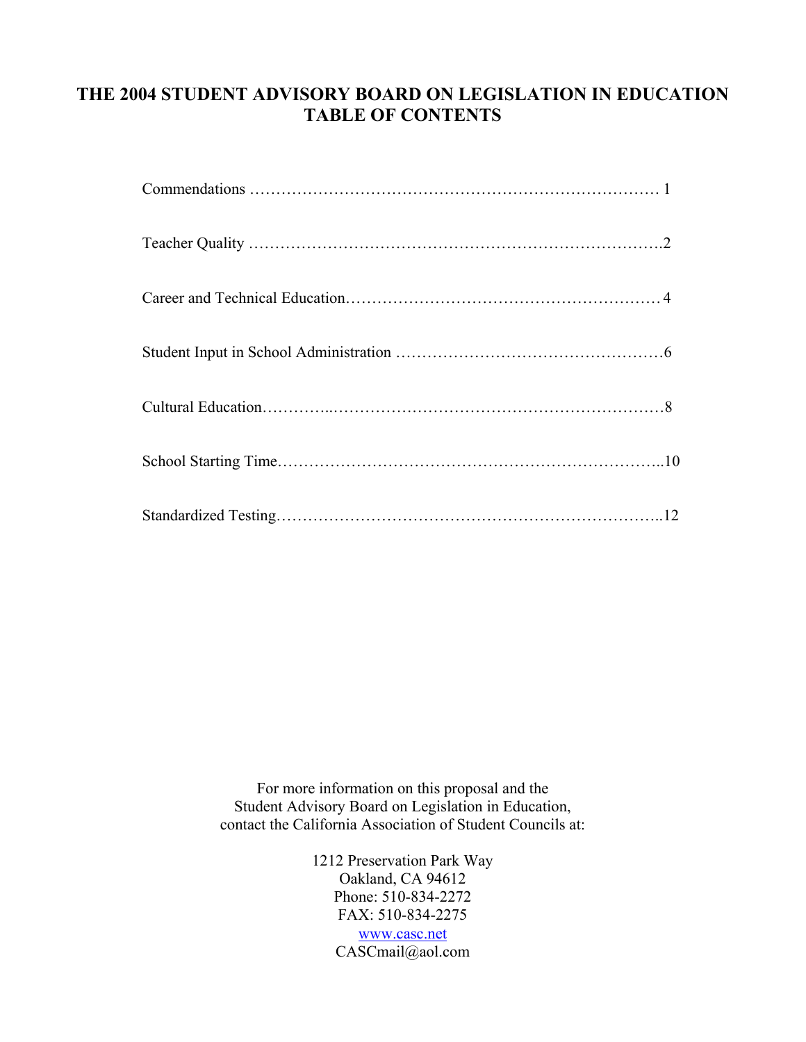# THE 2004 STUDENT ADVISORY BOARD ON LEGISLATION IN EDUCATION
# TABLE OF CONTENTS

Commendations …………………………………………………………………… 1

Teacher Quality ………………………………………………………………….2

Career and Technical Education……………………………………………….… 4

Student Input in School Administration …………………………………………6

Cultural Education…………..………………………………………………………8

School Starting Time……………………………………………………………..10

Standardized Testing……………………………………………………………..12

For more information on this proposal and the
Student Advisory Board on Legislation in Education,
contact the California Association of Student Councils at:

1212 Preservation Park Way
Oakland, CA 94612
Phone: 510-834-2272
FAX: 510-834-2275
www.casc.net
CASCmail@aol.com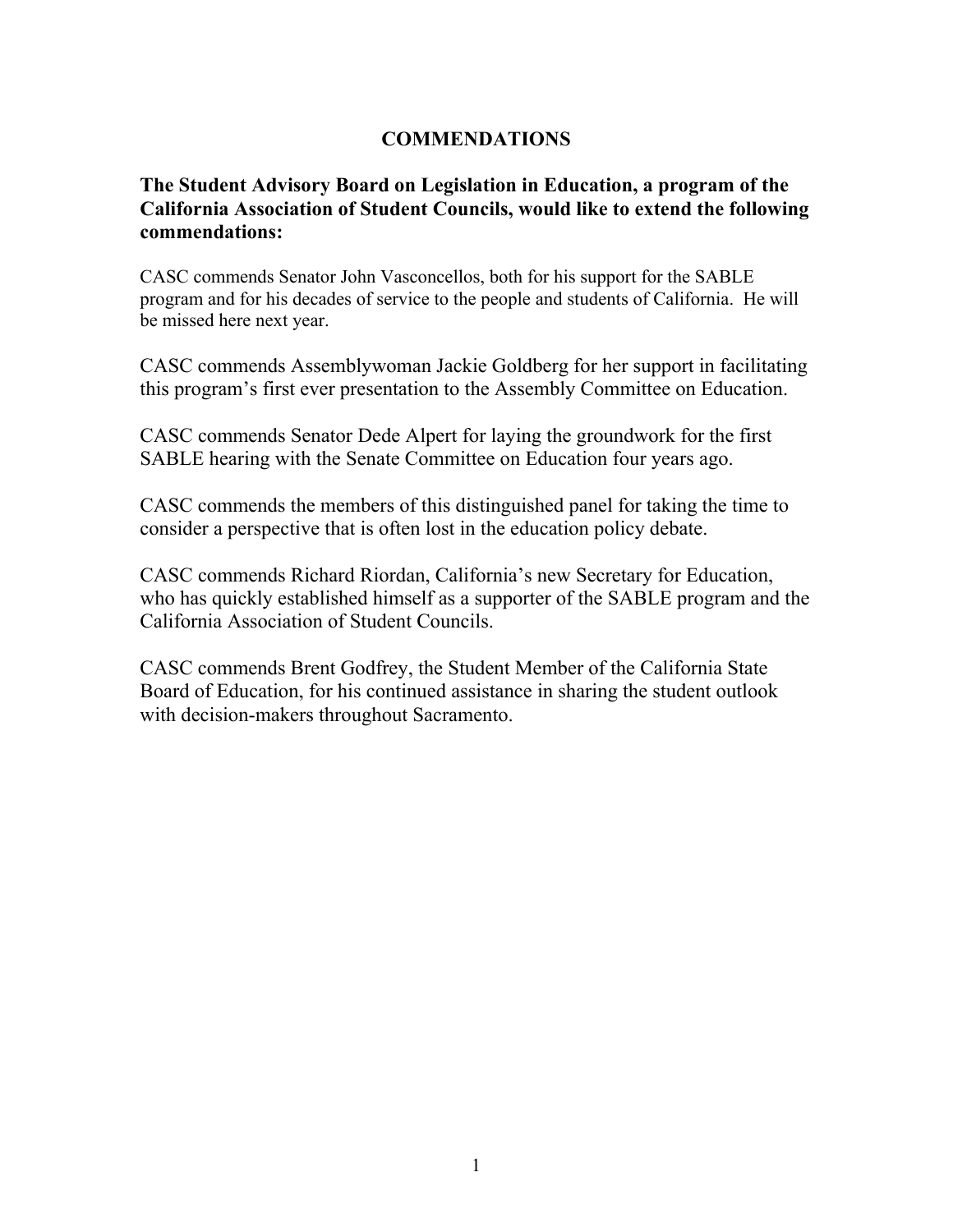# COMMENDATIONS

**The Student Advisory Board on Legislation in Education, a program of the California Association of Student Councils, would like to extend the following commendations:**

CASC commends Senator John Vasconcellos, both for his support for the SABLE program and for his decades of service to the people and students of California. He will be missed here next year.

CASC commends Assemblywoman Jackie Goldberg for her support in facilitating this program's first ever presentation to the Assembly Committee on Education.

CASC commends Senator Dede Alpert for laying the groundwork for the first SABLE hearing with the Senate Committee on Education four years ago.

CASC commends the members of this distinguished panel for taking the time to consider a perspective that is often lost in the education policy debate.

CASC commends Richard Riordan, California's new Secretary for Education, who has quickly established himself as a supporter of the SABLE program and the California Association of Student Councils.

CASC commends Brent Godfrey, the Student Member of the California State Board of Education, for his continued assistance in sharing the student outlook with decision-makers throughout Sacramento.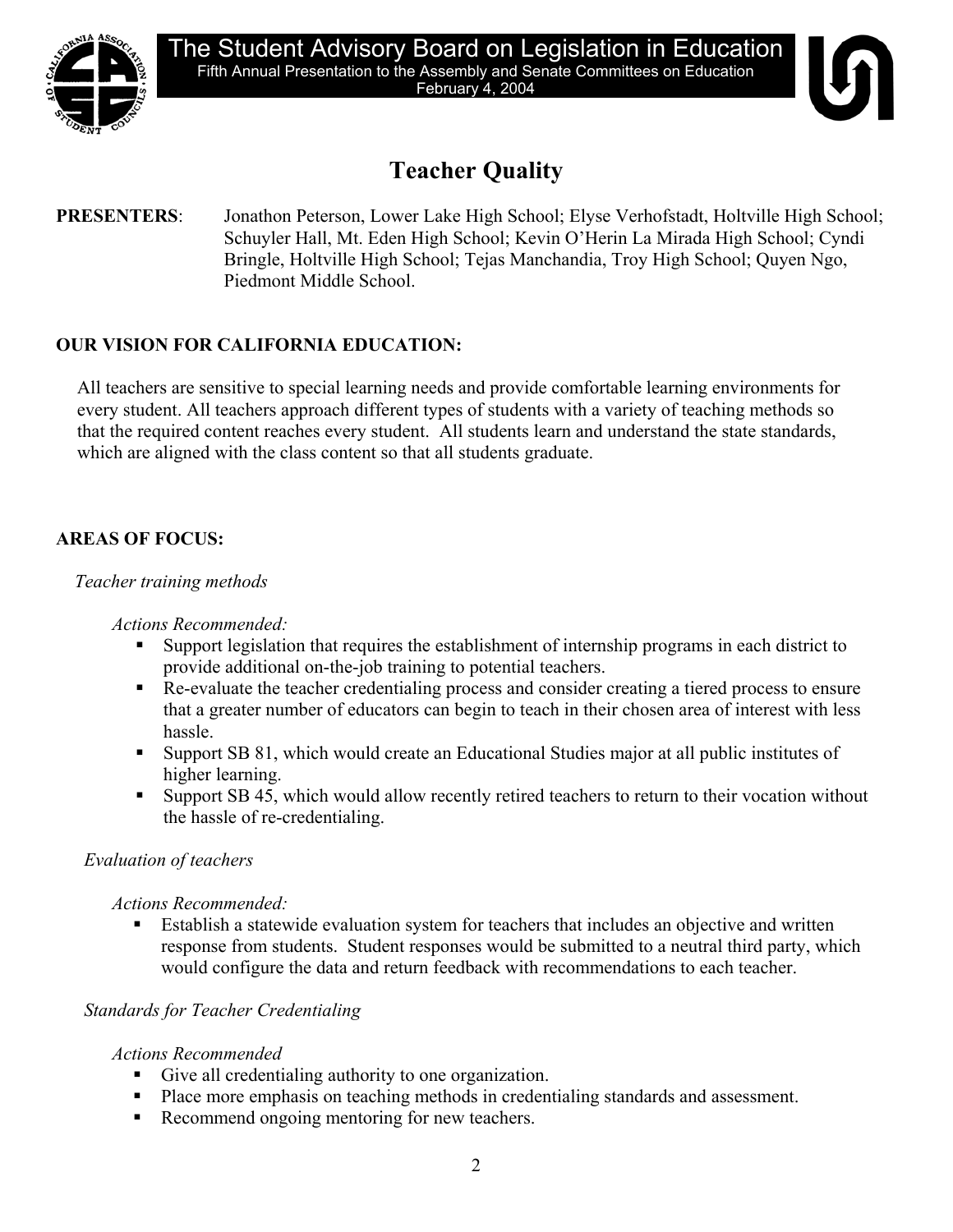# The Student Advisory Board on Legislation in Education

Fifth Annual Presentation to the Assembly and Senate Committees on Education
February 4, 2004

## Teacher Quality

**PRESENTERS**: Jonathon Peterson, Lower Lake High School; Elyse Verhofstadt, Holtville High School; Schuyler Hall, Mt. Eden High School; Kevin O'Herin La Mirada High School; Cyndi Bringle, Holtville High School; Tejas Manchandia, Troy High School; Quyen Ngo, Piedmont Middle School.

### OUR VISION FOR CALIFORNIA EDUCATION:

All teachers are sensitive to special learning needs and provide comfortable learning environments for every student. All teachers approach different types of students with a variety of teaching methods so that the required content reaches every student. All students learn and understand the state standards, which are aligned with the class content so that all students graduate.

### AREAS OF FOCUS:

*Teacher training methods*

*Actions Recommended:*

- Support legislation that requires the establishment of internship programs in each district to provide additional on-the-job training to potential teachers.
- Re-evaluate the teacher credentialing process and consider creating a tiered process to ensure that a greater number of educators can begin to teach in their chosen area of interest with less hassle.
- Support SB 81, which would create an Educational Studies major at all public institutes of higher learning.
- Support SB 45, which would allow recently retired teachers to return to their vocation without the hassle of re-credentialing.

*Evaluation of teachers*

*Actions Recommended:*

- Establish a statewide evaluation system for teachers that includes an objective and written response from students. Student responses would be submitted to a neutral third party, which would configure the data and return feedback with recommendations to each teacher.

*Standards for Teacher Credentialing*

*Actions Recommended*

- Give all credentialing authority to one organization.
- Place more emphasis on teaching methods in credentialing standards and assessment.
- Recommend ongoing mentoring for new teachers.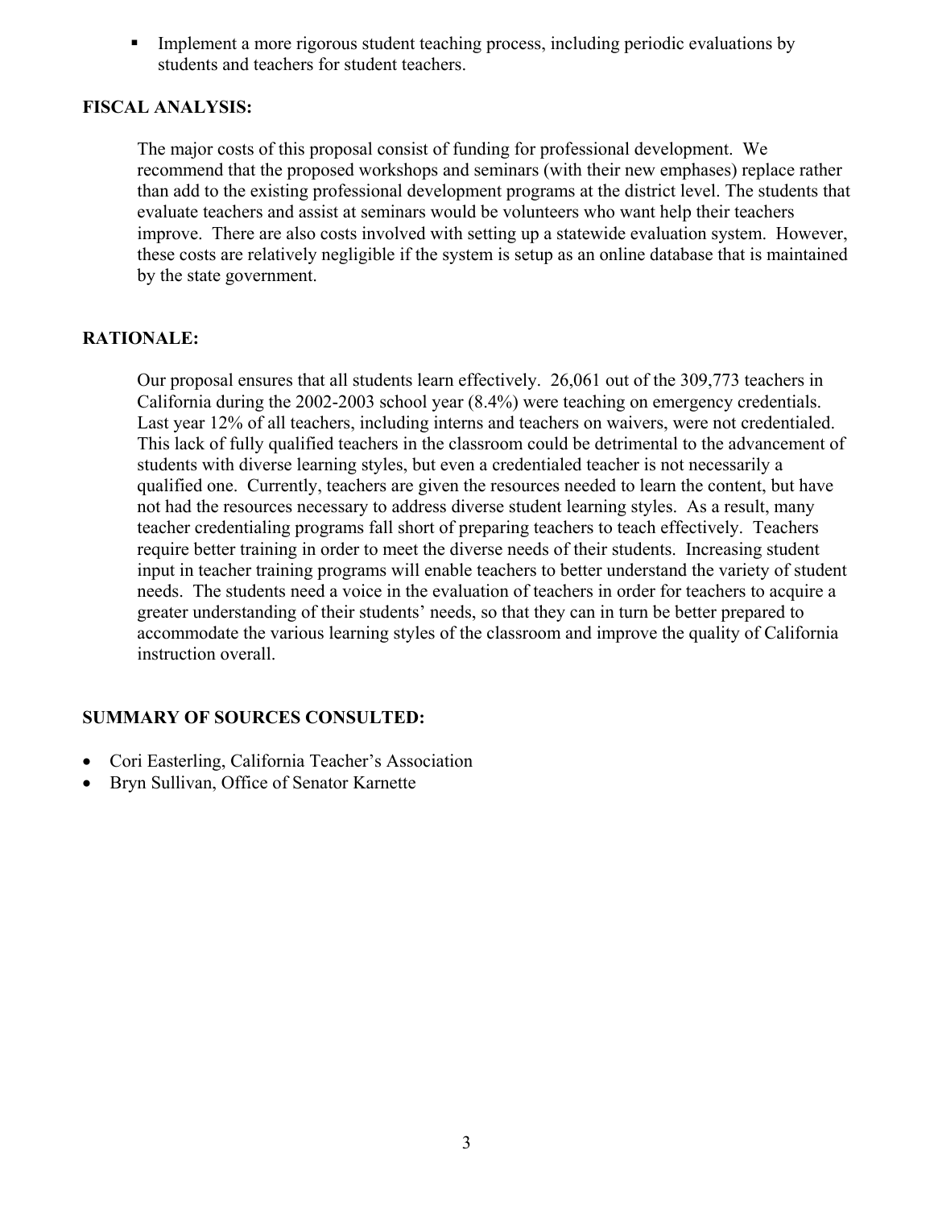- Implement a more rigorous student teaching process, including periodic evaluations by students and teachers for student teachers.

**FISCAL ANALYSIS:**

The major costs of this proposal consist of funding for professional development. We recommend that the proposed workshops and seminars (with their new emphases) replace rather than add to the existing professional development programs at the district level. The students that evaluate teachers and assist at seminars would be volunteers who want help their teachers improve. There are also costs involved with setting up a statewide evaluation system. However, these costs are relatively negligible if the system is setup as an online database that is maintained by the state government.

**RATIONALE:**

Our proposal ensures that all students learn effectively. 26,061 out of the 309,773 teachers in California during the 2002-2003 school year (8.4%) were teaching on emergency credentials. Last year 12% of all teachers, including interns and teachers on waivers, were not credentialed. This lack of fully qualified teachers in the classroom could be detrimental to the advancement of students with diverse learning styles, but even a credentialed teacher is not necessarily a qualified one. Currently, teachers are given the resources needed to learn the content, but have not had the resources necessary to address diverse student learning styles. As a result, many teacher credentialing programs fall short of preparing teachers to teach effectively. Teachers require better training in order to meet the diverse needs of their students. Increasing student input in teacher training programs will enable teachers to better understand the variety of student needs. The students need a voice in the evaluation of teachers in order for teachers to acquire a greater understanding of their students' needs, so that they can in turn be better prepared to accommodate the various learning styles of the classroom and improve the quality of California instruction overall.

**SUMMARY OF SOURCES CONSULTED:**

- Cori Easterling, California Teacher's Association
- Bryn Sullivan, Office of Senator Karnette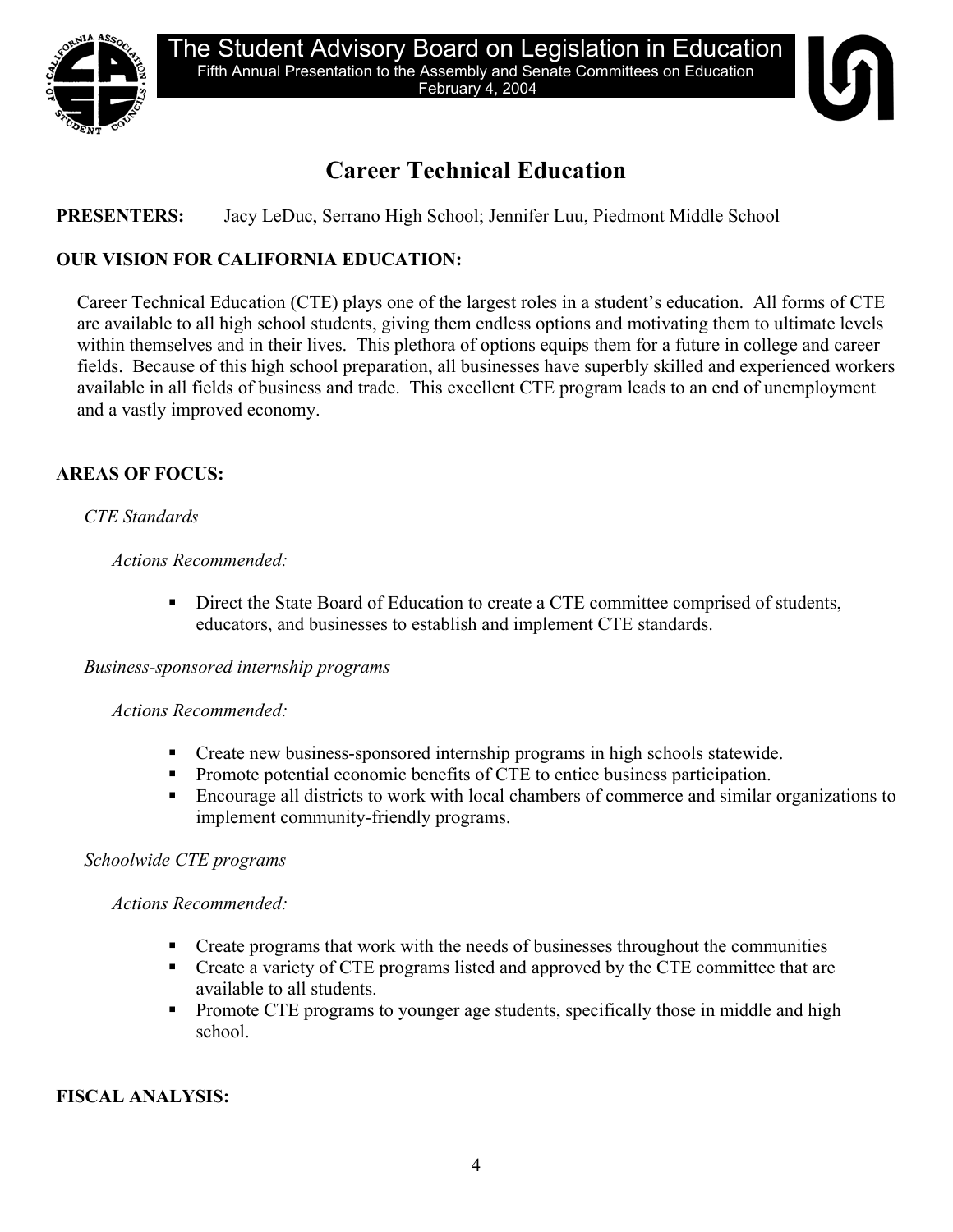The Student Advisory Board on Legislation in Education

Fifth Annual Presentation to the Assembly and Senate Committees on Education

February 4, 2004

# Career Technical Education

**PRESENTERS:** Jacy LeDuc, Serrano High School; Jennifer Luu, Piedmont Middle School

**OUR VISION FOR CALIFORNIA EDUCATION:**

Career Technical Education (CTE) plays one of the largest roles in a student's education. All forms of CTE are available to all high school students, giving them endless options and motivating them to ultimate levels within themselves and in their lives. This plethora of options equips them for a future in college and career fields. Because of this high school preparation, all businesses have superbly skilled and experienced workers available in all fields of business and trade. This excellent CTE program leads to an end of unemployment and a vastly improved economy.

**AREAS OF FOCUS:**

*CTE Standards*

*Actions Recommended:*

- Direct the State Board of Education to create a CTE committee comprised of students, educators, and businesses to establish and implement CTE standards.

*Business-sponsored internship programs*

*Actions Recommended:*

- Create new business-sponsored internship programs in high schools statewide.
- Promote potential economic benefits of CTE to entice business participation.
- Encourage all districts to work with local chambers of commerce and similar organizations to implement community-friendly programs.

*Schoolwide CTE programs*

*Actions Recommended:*

- Create programs that work with the needs of businesses throughout the communities
- Create a variety of CTE programs listed and approved by the CTE committee that are available to all students.
- Promote CTE programs to younger age students, specifically those in middle and high school.

**FISCAL ANALYSIS:**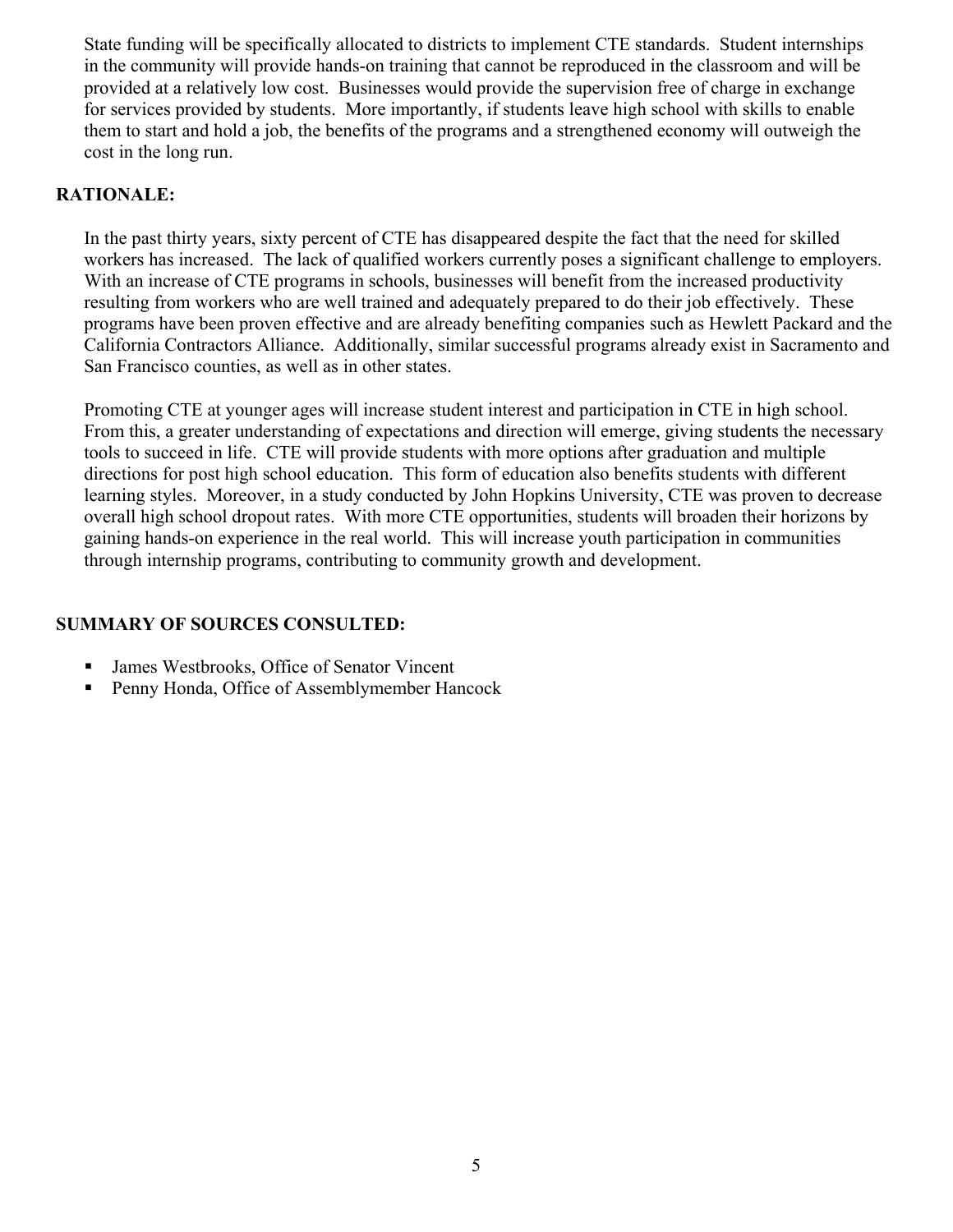State funding will be specifically allocated to districts to implement CTE standards. Student internships in the community will provide hands-on training that cannot be reproduced in the classroom and will be provided at a relatively low cost. Businesses would provide the supervision free of charge in exchange for services provided by students. More importantly, if students leave high school with skills to enable them to start and hold a job, the benefits of the programs and a strengthened economy will outweigh the cost in the long run.

## RATIONALE:

In the past thirty years, sixty percent of CTE has disappeared despite the fact that the need for skilled workers has increased. The lack of qualified workers currently poses a significant challenge to employers. With an increase of CTE programs in schools, businesses will benefit from the increased productivity resulting from workers who are well trained and adequately prepared to do their job effectively. These programs have been proven effective and are already benefiting companies such as Hewlett Packard and the California Contractors Alliance. Additionally, similar successful programs already exist in Sacramento and San Francisco counties, as well as in other states.

Promoting CTE at younger ages will increase student interest and participation in CTE in high school. From this, a greater understanding of expectations and direction will emerge, giving students the necessary tools to succeed in life. CTE will provide students with more options after graduation and multiple directions for post high school education. This form of education also benefits students with different learning styles. Moreover, in a study conducted by John Hopkins University, CTE was proven to decrease overall high school dropout rates. With more CTE opportunities, students will broaden their horizons by gaining hands-on experience in the real world. This will increase youth participation in communities through internship programs, contributing to community growth and development.

## SUMMARY OF SOURCES CONSULTED:

- James Westbrooks, Office of Senator Vincent
- Penny Honda, Office of Assemblymember Hancock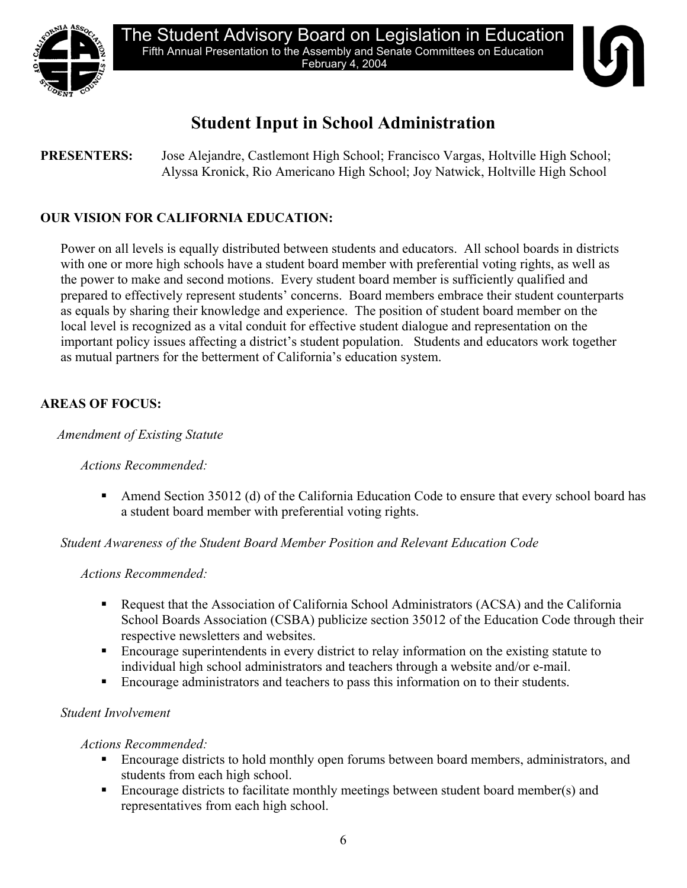The Student Advisory Board on Legislation in Education
Fifth Annual Presentation to the Assembly and Senate Committees on Education
February 4, 2004

# Student Input in School Administration

**PRESENTERS:** Jose Alejandre, Castlemont High School; Francisco Vargas, Holtville High School; Alyssa Kronick, Rio Americano High School; Joy Natwick, Holtville High School

**OUR VISION FOR CALIFORNIA EDUCATION:**

Power on all levels is equally distributed between students and educators. All school boards in districts with one or more high schools have a student board member with preferential voting rights, as well as the power to make and second motions. Every student board member is sufficiently qualified and prepared to effectively represent students' concerns. Board members embrace their student counterparts as equals by sharing their knowledge and experience. The position of student board member on the local level is recognized as a vital conduit for effective student dialogue and representation on the important policy issues affecting a district's student population. Students and educators work together as mutual partners for the betterment of California's education system.

**AREAS OF FOCUS:**

*Amendment of Existing Statute*

*Actions Recommended:*

- Amend Section 35012 (d) of the California Education Code to ensure that every school board has a student board member with preferential voting rights.

*Student Awareness of the Student Board Member Position and Relevant Education Code*

*Actions Recommended:*

- Request that the Association of California School Administrators (ACSA) and the California School Boards Association (CSBA) publicize section 35012 of the Education Code through their respective newsletters and websites.
- Encourage superintendents in every district to relay information on the existing statute to individual high school administrators and teachers through a website and/or e-mail.
- Encourage administrators and teachers to pass this information on to their students.

*Student Involvement*

*Actions Recommended:*

- Encourage districts to hold monthly open forums between board members, administrators, and students from each high school.
- Encourage districts to facilitate monthly meetings between student board member(s) and representatives from each high school.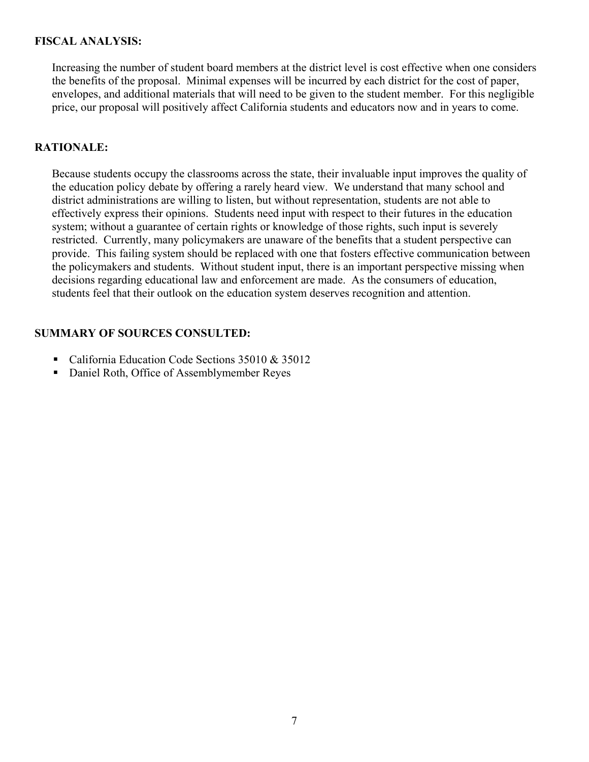**FISCAL ANALYSIS:**

Increasing the number of student board members at the district level is cost effective when one considers the benefits of the proposal. Minimal expenses will be incurred by each district for the cost of paper, envelopes, and additional materials that will need to be given to the student member. For this negligible price, our proposal will positively affect California students and educators now and in years to come.

**RATIONALE:**

Because students occupy the classrooms across the state, their invaluable input improves the quality of the education policy debate by offering a rarely heard view. We understand that many school and district administrations are willing to listen, but without representation, students are not able to effectively express their opinions. Students need input with respect to their futures in the education system; without a guarantee of certain rights or knowledge of those rights, such input is severely restricted. Currently, many policymakers are unaware of the benefits that a student perspective can provide. This failing system should be replaced with one that fosters effective communication between the policymakers and students. Without student input, there is an important perspective missing when decisions regarding educational law and enforcement are made. As the consumers of education, students feel that their outlook on the education system deserves recognition and attention.

**SUMMARY OF SOURCES CONSULTED:**

- California Education Code Sections 35010 & 35012
- Daniel Roth, Office of Assemblymember Reyes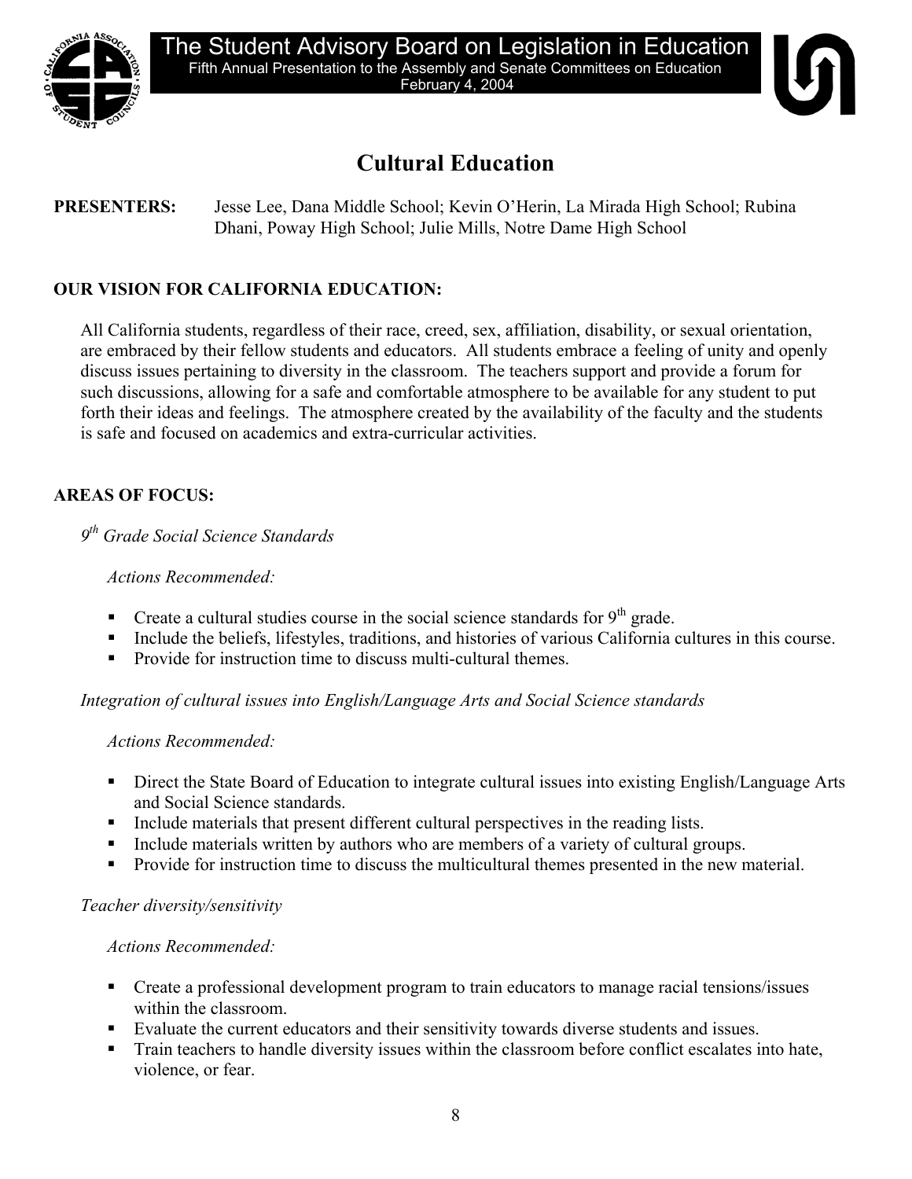# The Student Advisory Board on Legislation in Education

Fifth Annual Presentation to the Assembly and Senate Committees on Education
February 4, 2004

## Cultural Education

**PRESENTERS:** Jesse Lee, Dana Middle School; Kevin O'Herin, La Mirada High School; Rubina Dhani, Poway High School; Julie Mills, Notre Dame High School

**OUR VISION FOR CALIFORNIA EDUCATION:**

All California students, regardless of their race, creed, sex, affiliation, disability, or sexual orientation, are embraced by their fellow students and educators. All students embrace a feeling of unity and openly discuss issues pertaining to diversity in the classroom. The teachers support and provide a forum for such discussions, allowing for a safe and comfortable atmosphere to be available for any student to put forth their ideas and feelings. The atmosphere created by the availability of the faculty and the students is safe and focused on academics and extra-curricular activities.

**AREAS OF FOCUS:**

*9th Grade Social Science Standards*

*Actions Recommended:*

- Create a cultural studies course in the social science standards for 9th grade.
- Include the beliefs, lifestyles, traditions, and histories of various California cultures in this course.
- Provide for instruction time to discuss multi-cultural themes.

*Integration of cultural issues into English/Language Arts and Social Science standards*

*Actions Recommended:*

- Direct the State Board of Education to integrate cultural issues into existing English/Language Arts and Social Science standards.
- Include materials that present different cultural perspectives in the reading lists.
- Include materials written by authors who are members of a variety of cultural groups.
- Provide for instruction time to discuss the multicultural themes presented in the new material.

*Teacher diversity/sensitivity*

*Actions Recommended:*

- Create a professional development program to train educators to manage racial tensions/issues within the classroom.
- Evaluate the current educators and their sensitivity towards diverse students and issues.
- Train teachers to handle diversity issues within the classroom before conflict escalates into hate, violence, or fear.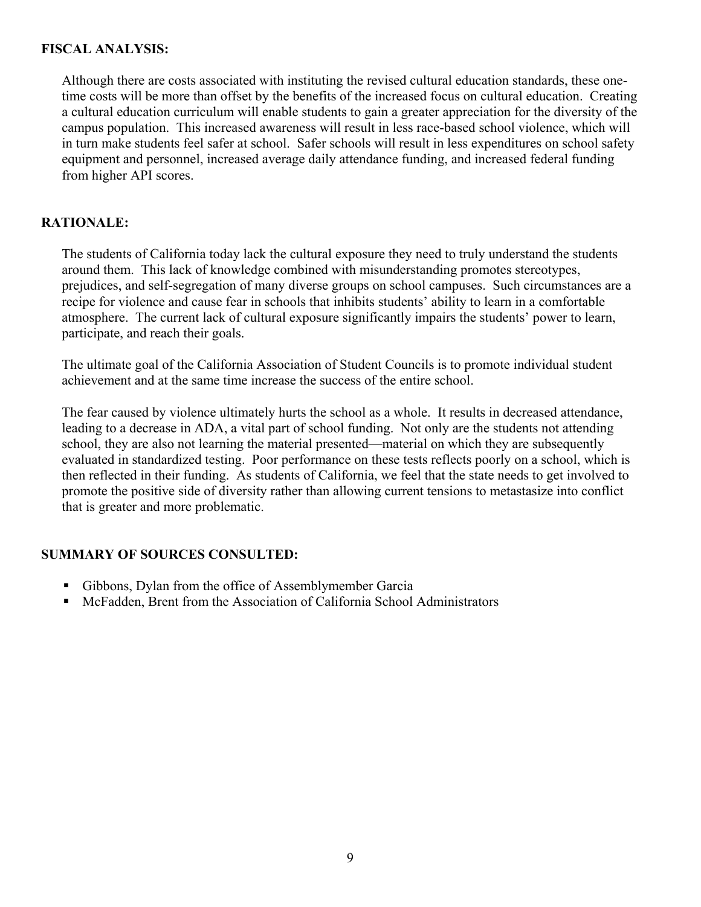**FISCAL ANALYSIS:**

Although there are costs associated with instituting the revised cultural education standards, these one-time costs will be more than offset by the benefits of the increased focus on cultural education. Creating a cultural education curriculum will enable students to gain a greater appreciation for the diversity of the campus population. This increased awareness will result in less race-based school violence, which will in turn make students feel safer at school. Safer schools will result in less expenditures on school safety equipment and personnel, increased average daily attendance funding, and increased federal funding from higher API scores.

**RATIONALE:**

The students of California today lack the cultural exposure they need to truly understand the students around them. This lack of knowledge combined with misunderstanding promotes stereotypes, prejudices, and self-segregation of many diverse groups on school campuses. Such circumstances are a recipe for violence and cause fear in schools that inhibits students' ability to learn in a comfortable atmosphere. The current lack of cultural exposure significantly impairs the students' power to learn, participate, and reach their goals.

The ultimate goal of the California Association of Student Councils is to promote individual student achievement and at the same time increase the success of the entire school.

The fear caused by violence ultimately hurts the school as a whole. It results in decreased attendance, leading to a decrease in ADA, a vital part of school funding. Not only are the students not attending school, they are also not learning the material presented—material on which they are subsequently evaluated in standardized testing. Poor performance on these tests reflects poorly on a school, which is then reflected in their funding. As students of California, we feel that the state needs to get involved to promote the positive side of diversity rather than allowing current tensions to metastasize into conflict that is greater and more problematic.

**SUMMARY OF SOURCES CONSULTED:**

- Gibbons, Dylan from the office of Assemblymember Garcia
- McFadden, Brent from the Association of California School Administrators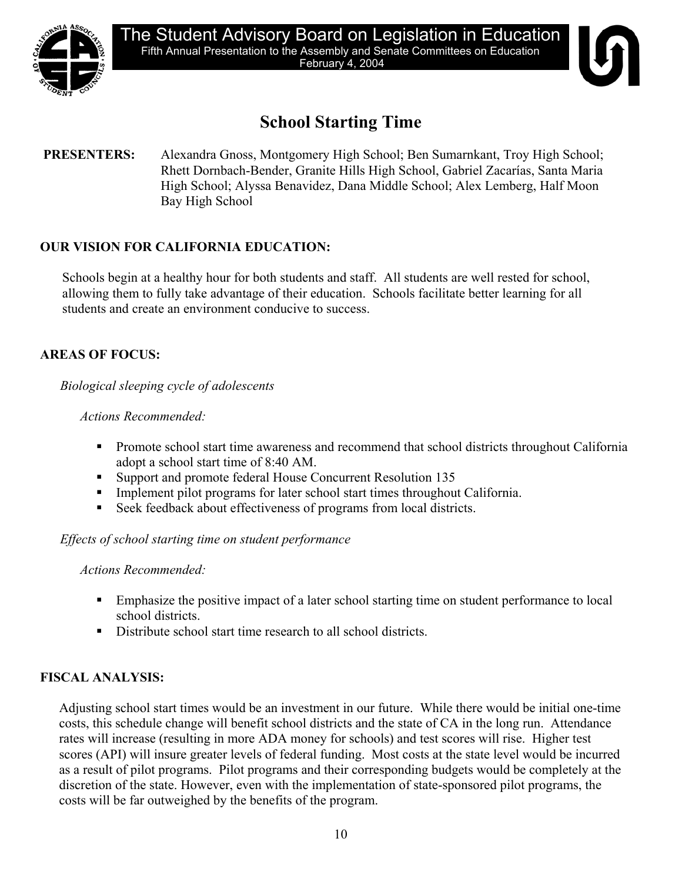The Student Advisory Board on Legislation in Education

Fifth Annual Presentation to the Assembly and Senate Committees on Education

February 4, 2004

# School Starting Time

**PRESENTERS:** Alexandra Gnoss, Montgomery High School; Ben Sumarnkant, Troy High School; Rhett Dornbach-Bender, Granite Hills High School, Gabriel Zacarías, Santa Maria High School; Alyssa Benavidez, Dana Middle School; Alex Lemberg, Half Moon Bay High School

## OUR VISION FOR CALIFORNIA EDUCATION:

Schools begin at a healthy hour for both students and staff. All students are well rested for school, allowing them to fully take advantage of their education. Schools facilitate better learning for all students and create an environment conducive to success.

## AREAS OF FOCUS:

*Biological sleeping cycle of adolescents*

*Actions Recommended:*

- Promote school start time awareness and recommend that school districts throughout California adopt a school start time of 8:40 AM.
- Support and promote federal House Concurrent Resolution 135
- Implement pilot programs for later school start times throughout California.
- Seek feedback about effectiveness of programs from local districts.

*Effects of school starting time on student performance*

*Actions Recommended:*

- Emphasize the positive impact of a later school starting time on student performance to local school districts.
- Distribute school start time research to all school districts.

## FISCAL ANALYSIS:

Adjusting school start times would be an investment in our future. While there would be initial one-time costs, this schedule change will benefit school districts and the state of CA in the long run. Attendance rates will increase (resulting in more ADA money for schools) and test scores will rise. Higher test scores (API) will insure greater levels of federal funding. Most costs at the state level would be incurred as a result of pilot programs. Pilot programs and their corresponding budgets would be completely at the discretion of the state. However, even with the implementation of state-sponsored pilot programs, the costs will be far outweighed by the benefits of the program.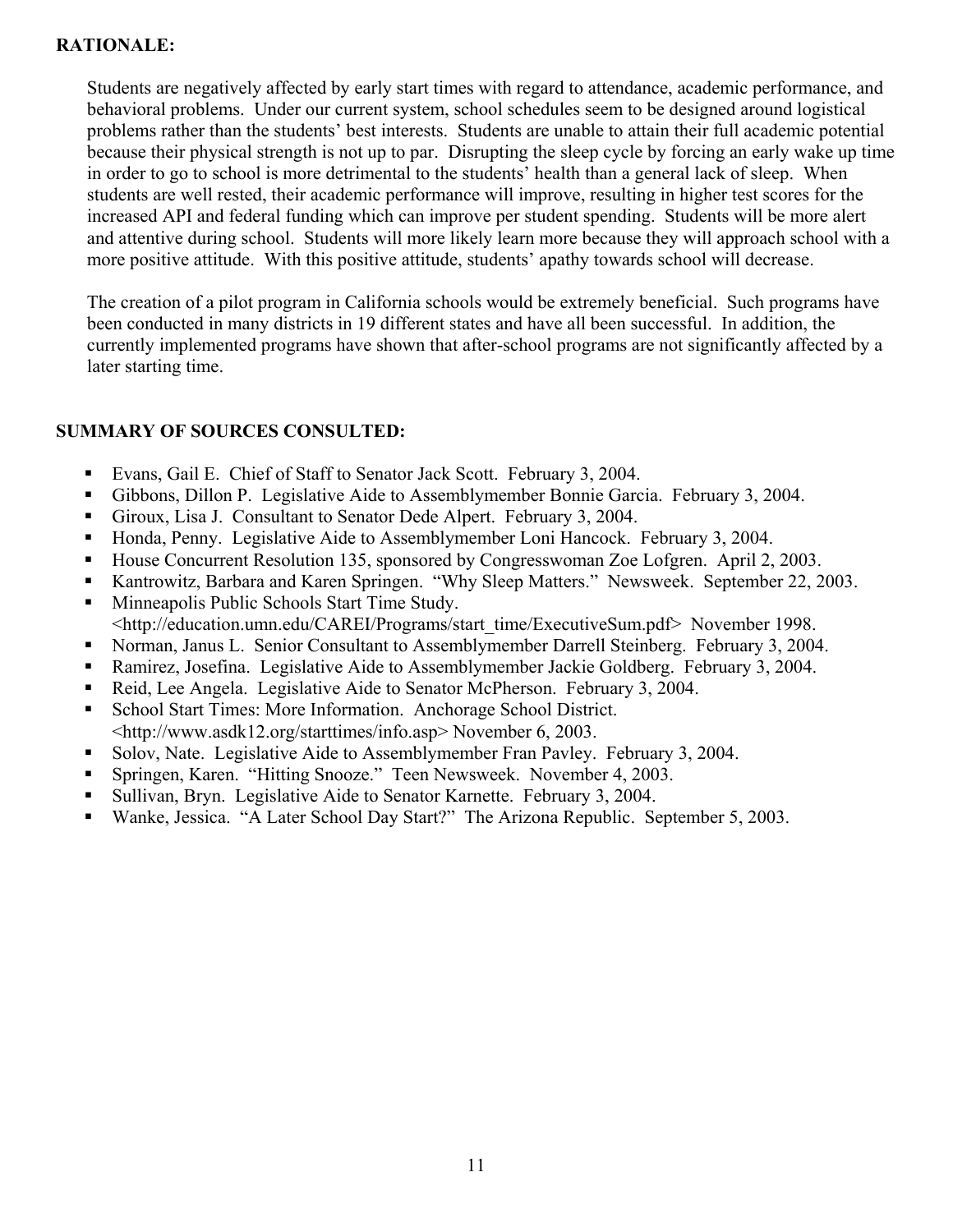**RATIONALE:**

Students are negatively affected by early start times with regard to attendance, academic performance, and behavioral problems. Under our current system, school schedules seem to be designed around logistical problems rather than the students' best interests. Students are unable to attain their full academic potential because their physical strength is not up to par. Disrupting the sleep cycle by forcing an early wake up time in order to go to school is more detrimental to the students' health than a general lack of sleep. When students are well rested, their academic performance will improve, resulting in higher test scores for the increased API and federal funding which can improve per student spending. Students will be more alert and attentive during school. Students will more likely learn more because they will approach school with a more positive attitude. With this positive attitude, students' apathy towards school will decrease.

The creation of a pilot program in California schools would be extremely beneficial. Such programs have been conducted in many districts in 19 different states and have all been successful. In addition, the currently implemented programs have shown that after-school programs are not significantly affected by a later starting time.

**SUMMARY OF SOURCES CONSULTED:**

- Evans, Gail E. Chief of Staff to Senator Jack Scott. February 3, 2004.
- Gibbons, Dillon P. Legislative Aide to Assemblymember Bonnie Garcia. February 3, 2004.
- Giroux, Lisa J. Consultant to Senator Dede Alpert. February 3, 2004.
- Honda, Penny. Legislative Aide to Assemblymember Loni Hancock. February 3, 2004.
- House Concurrent Resolution 135, sponsored by Congresswoman Zoe Lofgren. April 2, 2003.
- Kantrowitz, Barbara and Karen Springen. "Why Sleep Matters." Newsweek. September 22, 2003.
- Minneapolis Public Schools Start Time Study. <http://education.umn.edu/CAREI/Programs/start_time/ExecutiveSum.pdf> November 1998.
- Norman, Janus L. Senior Consultant to Assemblymember Darrell Steinberg. February 3, 2004.
- Ramirez, Josefina. Legislative Aide to Assemblymember Jackie Goldberg. February 3, 2004.
- Reid, Lee Angela. Legislative Aide to Senator McPherson. February 3, 2004.
- School Start Times: More Information. Anchorage School District. <http://www.asdk12.org/starttimes/info.asp> November 6, 2003.
- Solov, Nate. Legislative Aide to Assemblymember Fran Pavley. February 3, 2004.
- Springen, Karen. "Hitting Snooze." Teen Newsweek. November 4, 2003.
- Sullivan, Bryn. Legislative Aide to Senator Karnette. February 3, 2004.
- Wanke, Jessica. "A Later School Day Start?" The Arizona Republic. September 5, 2003.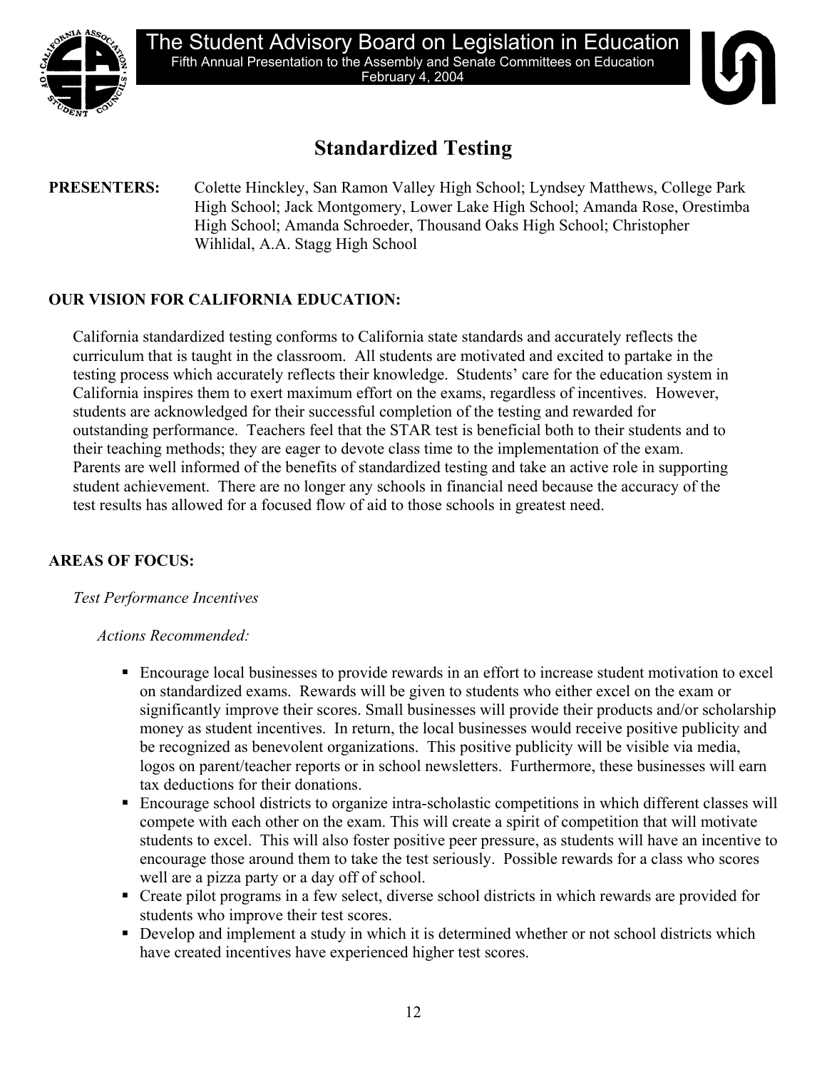# The Student Advisory Board on Legislation in Education

Fifth Annual Presentation to the Assembly and Senate Committees on Education
February 4, 2004

## Standardized Testing

**PRESENTERS:** Colette Hinckley, San Ramon Valley High School; Lyndsey Matthews, College Park High School; Jack Montgomery, Lower Lake High School; Amanda Rose, Orestimba High School; Amanda Schroeder, Thousand Oaks High School; Christopher Wihlidal, A.A. Stagg High School

**OUR VISION FOR CALIFORNIA EDUCATION:**

California standardized testing conforms to California state standards and accurately reflects the curriculum that is taught in the classroom. All students are motivated and excited to partake in the testing process which accurately reflects their knowledge. Students' care for the education system in California inspires them to exert maximum effort on the exams, regardless of incentives. However, students are acknowledged for their successful completion of the testing and rewarded for outstanding performance. Teachers feel that the STAR test is beneficial both to their students and to their teaching methods; they are eager to devote class time to the implementation of the exam. Parents are well informed of the benefits of standardized testing and take an active role in supporting student achievement. There are no longer any schools in financial need because the accuracy of the test results has allowed for a focused flow of aid to those schools in greatest need.

**AREAS OF FOCUS:**

*Test Performance Incentives*

*Actions Recommended:*

- Encourage local businesses to provide rewards in an effort to increase student motivation to excel on standardized exams. Rewards will be given to students who either excel on the exam or significantly improve their scores. Small businesses will provide their products and/or scholarship money as student incentives. In return, the local businesses would receive positive publicity and be recognized as benevolent organizations. This positive publicity will be visible via media, logos on parent/teacher reports or in school newsletters. Furthermore, these businesses will earn tax deductions for their donations.
- Encourage school districts to organize intra-scholastic competitions in which different classes will compete with each other on the exam. This will create a spirit of competition that will motivate students to excel. This will also foster positive peer pressure, as students will have an incentive to encourage those around them to take the test seriously. Possible rewards for a class who scores well are a pizza party or a day off of school.
- Create pilot programs in a few select, diverse school districts in which rewards are provided for students who improve their test scores.
- Develop and implement a study in which it is determined whether or not school districts which have created incentives have experienced higher test scores.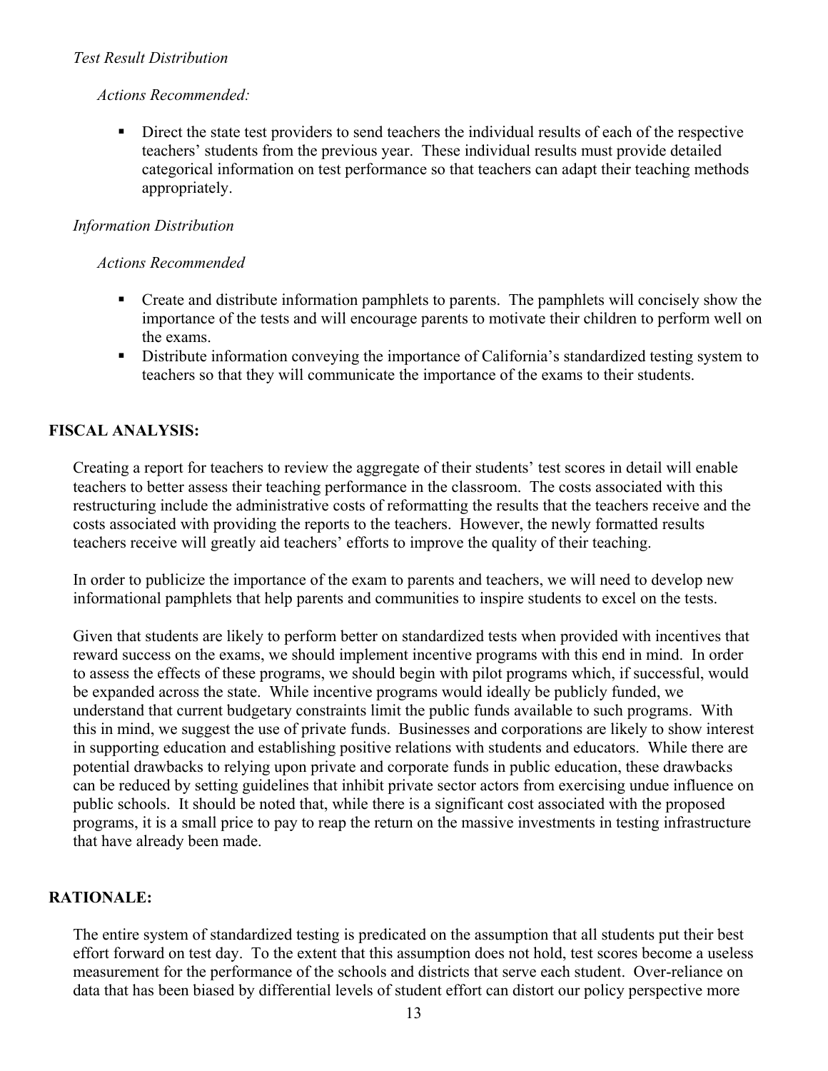*Test Result Distribution*

*Actions Recommended:*

- Direct the state test providers to send teachers the individual results of each of the respective teachers' students from the previous year. These individual results must provide detailed categorical information on test performance so that teachers can adapt their teaching methods appropriately.

*Information Distribution*

*Actions Recommended*

- Create and distribute information pamphlets to parents. The pamphlets will concisely show the importance of the tests and will encourage parents to motivate their children to perform well on the exams.
- Distribute information conveying the importance of California's standardized testing system to teachers so that they will communicate the importance of the exams to their students.

**FISCAL ANALYSIS:**

Creating a report for teachers to review the aggregate of their students' test scores in detail will enable teachers to better assess their teaching performance in the classroom. The costs associated with this restructuring include the administrative costs of reformatting the results that the teachers receive and the costs associated with providing the reports to the teachers. However, the newly formatted results teachers receive will greatly aid teachers' efforts to improve the quality of their teaching.

In order to publicize the importance of the exam to parents and teachers, we will need to develop new informational pamphlets that help parents and communities to inspire students to excel on the tests.

Given that students are likely to perform better on standardized tests when provided with incentives that reward success on the exams, we should implement incentive programs with this end in mind. In order to assess the effects of these programs, we should begin with pilot programs which, if successful, would be expanded across the state. While incentive programs would ideally be publicly funded, we understand that current budgetary constraints limit the public funds available to such programs. With this in mind, we suggest the use of private funds. Businesses and corporations are likely to show interest in supporting education and establishing positive relations with students and educators. While there are potential drawbacks to relying upon private and corporate funds in public education, these drawbacks can be reduced by setting guidelines that inhibit private sector actors from exercising undue influence on public schools. It should be noted that, while there is a significant cost associated with the proposed programs, it is a small price to pay to reap the return on the massive investments in testing infrastructure that have already been made.

**RATIONALE:**

The entire system of standardized testing is predicated on the assumption that all students put their best effort forward on test day. To the extent that this assumption does not hold, test scores become a useless measurement for the performance of the schools and districts that serve each student. Over-reliance on data that has been biased by differential levels of student effort can distort our policy perspective more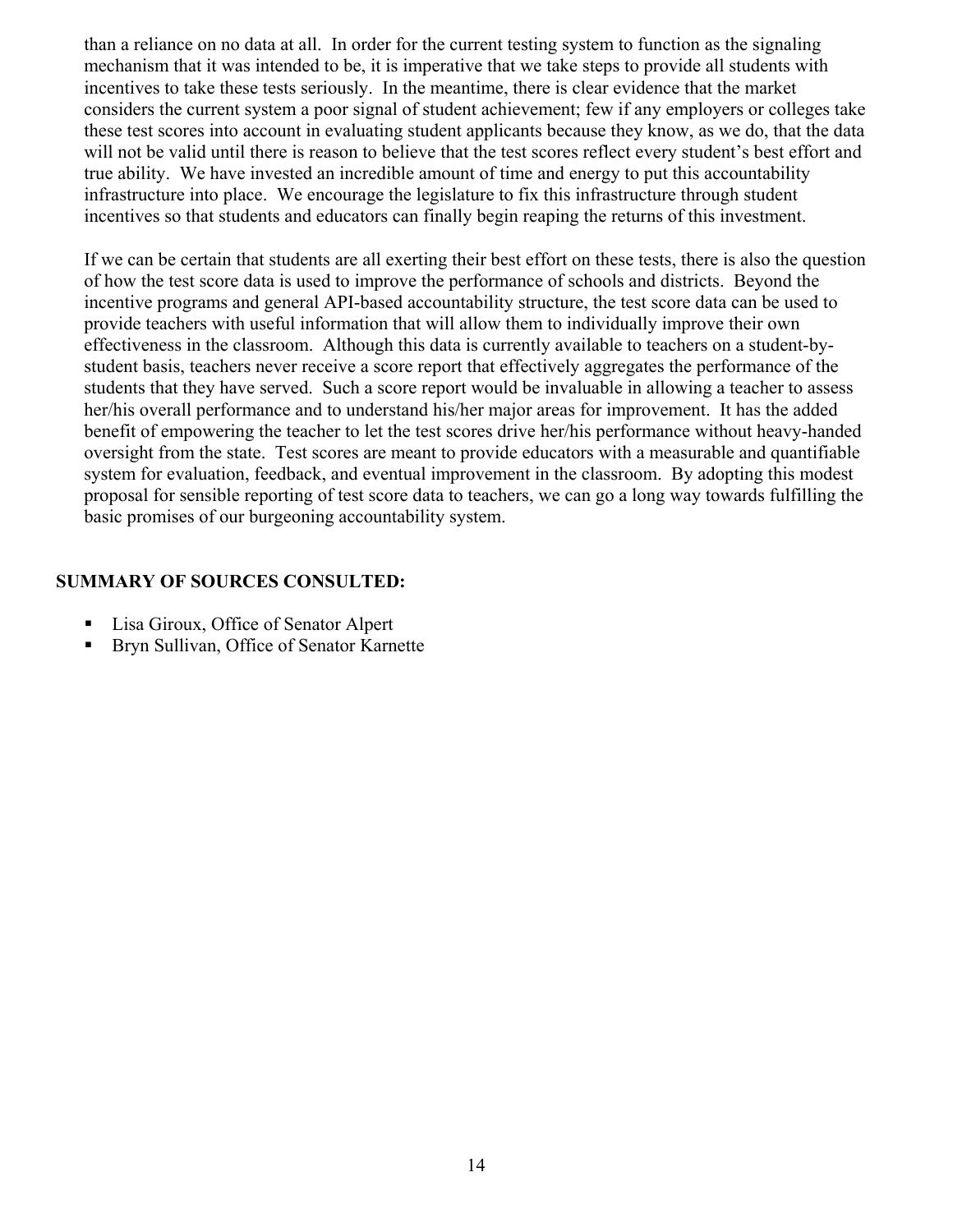than a reliance on no data at all. In order for the current testing system to function as the signaling mechanism that it was intended to be, it is imperative that we take steps to provide all students with incentives to take these tests seriously. In the meantime, there is clear evidence that the market considers the current system a poor signal of student achievement; few if any employers or colleges take these test scores into account in evaluating student applicants because they know, as we do, that the data will not be valid until there is reason to believe that the test scores reflect every student's best effort and true ability. We have invested an incredible amount of time and energy to put this accountability infrastructure into place. We encourage the legislature to fix this infrastructure through student incentives so that students and educators can finally begin reaping the returns of this investment.

If we can be certain that students are all exerting their best effort on these tests, there is also the question of how the test score data is used to improve the performance of schools and districts. Beyond the incentive programs and general API-based accountability structure, the test score data can be used to provide teachers with useful information that will allow them to individually improve their own effectiveness in the classroom. Although this data is currently available to teachers on a student-by-student basis, teachers never receive a score report that effectively aggregates the performance of the students that they have served. Such a score report would be invaluable in allowing a teacher to assess her/his overall performance and to understand his/her major areas for improvement. It has the added benefit of empowering the teacher to let the test scores drive her/his performance without heavy-handed oversight from the state. Test scores are meant to provide educators with a measurable and quantifiable system for evaluation, feedback, and eventual improvement in the classroom. By adopting this modest proposal for sensible reporting of test score data to teachers, we can go a long way towards fulfilling the basic promises of our burgeoning accountability system.

**SUMMARY OF SOURCES CONSULTED:**

- Lisa Giroux, Office of Senator Alpert
- Bryn Sullivan, Office of Senator Karnette